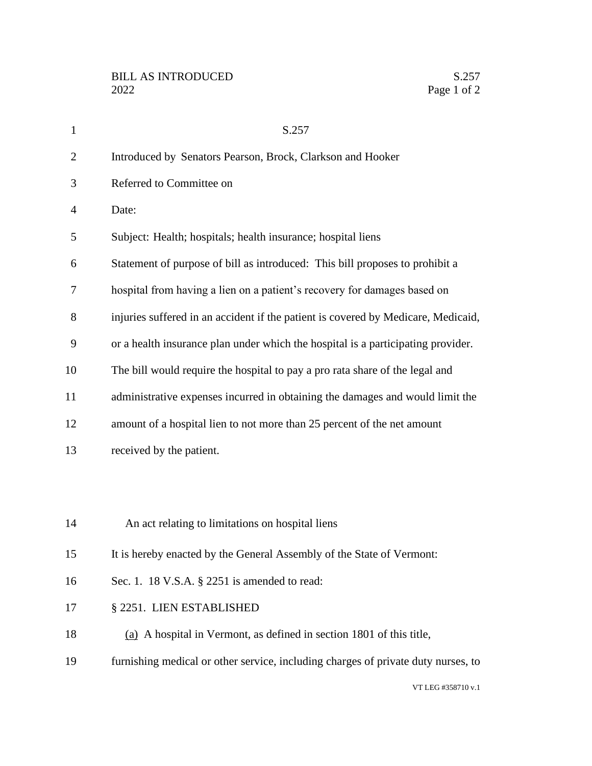# S.257

Introduced by Senators Pearson, Brock, Clarkson and Hooker

Referred to Committee on

Date:

Subject: Health; hospitals; health insurance; hospital liens

Statement of purpose of bill as introduced: This bill proposes to prohibit a hospital from having a lien on a patient's recovery for damages based on injuries suffered in an accident if the patient is covered by Medicare, Medicaid, or a health insurance plan under which the hospital is a participating provider. The bill would require the hospital to pay a pro rata share of the legal and administrative expenses incurred in obtaining the damages and would limit the amount of a hospital lien to not more than 25 percent of the net amount received by the patient.

An act relating to limitations on hospital liens

It is hereby enacted by the General Assembly of the State of Vermont:

Sec. 1. 18 V.S.A. § 2251 is amended to read:

§ 2251. LIEN ESTABLISHED

(a) A hospital in Vermont, as defined in section 1801 of this title, furnishing medical or other service, including charges of private duty nurses, to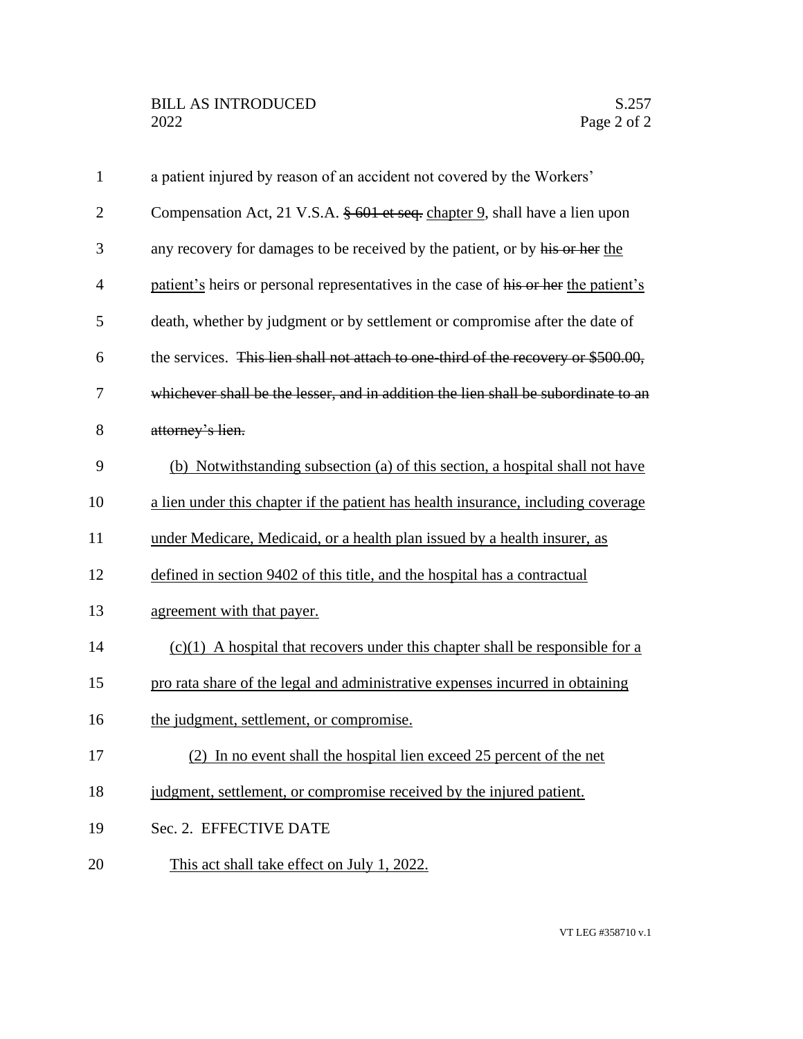a patient injured by reason of an accident not covered by the Workers' Compensation Act, 21 V.S.A. ~~§ 601 et seq.~~ <u>chapter 9</u>, shall have a lien upon any recovery for damages to be received by the patient, or by ~~his or her~~ <u>the patient's</u> heirs or personal representatives in the case of ~~his or her~~ <u>the patient's</u> death, whether by judgment or by settlement or compromise after the date of the services. ~~This lien shall not attach to one-third of the recovery or $500.00, whichever shall be the lesser, and in addition the lien shall be subordinate to an attorney's lien.~~

<u>(b) Notwithstanding subsection (a) of this section, a hospital shall not have a lien under this chapter if the patient has health insurance, including coverage under Medicare, Medicaid, or a health plan issued by a health insurer, as defined in section 9402 of this title, and the hospital has a contractual agreement with that payer.</u>

<u>(c)(1) A hospital that recovers under this chapter shall be responsible for a pro rata share of the legal and administrative expenses incurred in obtaining the judgment, settlement, or compromise.</u>

<u>(2) In no event shall the hospital lien exceed 25 percent of the net judgment, settlement, or compromise received by the injured patient.</u>

Sec. 2. EFFECTIVE DATE

<u>This act shall take effect on July 1, 2022.</u>